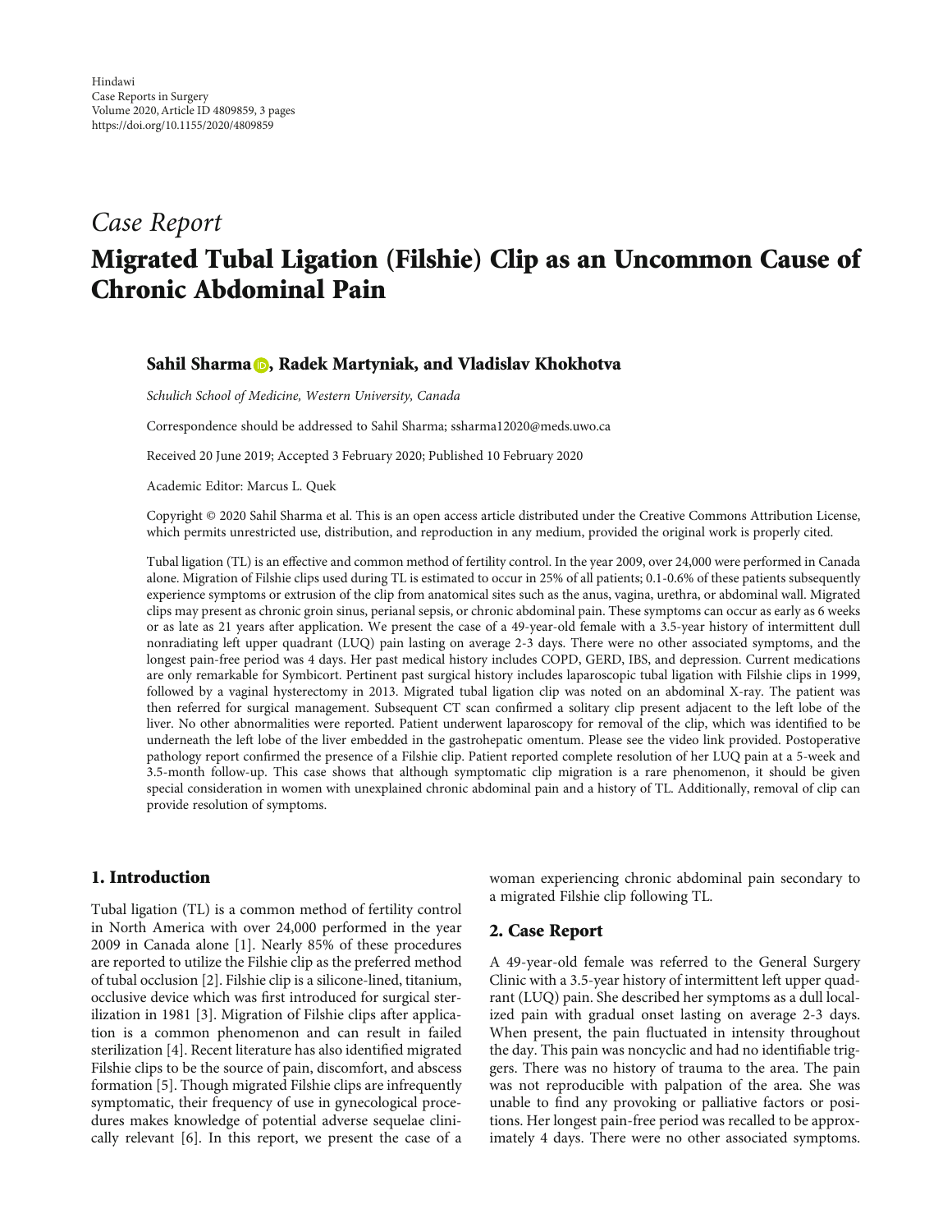Hindawi
Case Reports in Surgery
Volume 2020, Article ID 4809859, 3 pages
https://doi.org/10.1155/2020/4809859

*Case Report*

# Migrated Tubal Ligation (Filshie) Clip as an Uncommon Cause of Chronic Abdominal Pain

**Sahil Sharma, Radek Martyniak, and Vladislav Khokhotva**

*Schulich School of Medicine, Western University, Canada*

Correspondence should be addressed to Sahil Sharma; ssharma12020@meds.uwo.ca

Received 20 June 2019; Accepted 3 February 2020; Published 10 February 2020

Academic Editor: Marcus L. Quek

Copyright © 2020 Sahil Sharma et al. This is an open access article distributed under the Creative Commons Attribution License, which permits unrestricted use, distribution, and reproduction in any medium, provided the original work is properly cited.

Tubal ligation (TL) is an effective and common method of fertility control. In the year 2009, over 24,000 were performed in Canada alone. Migration of Filshie clips used during TL is estimated to occur in 25% of all patients; 0.1-0.6% of these patients subsequently experience symptoms or extrusion of the clip from anatomical sites such as the anus, vagina, urethra, or abdominal wall. Migrated clips may present as chronic groin sinus, perianal sepsis, or chronic abdominal pain. These symptoms can occur as early as 6 weeks or as late as 21 years after application. We present the case of a 49-year-old female with a 3.5-year history of intermittent dull nonradiating left upper quadrant (LUQ) pain lasting on average 2-3 days. There were no other associated symptoms, and the longest pain-free period was 4 days. Her past medical history includes COPD, GERD, IBS, and depression. Current medications are only remarkable for Symbicort. Pertinent past surgical history includes laparoscopic tubal ligation with Filshie clips in 1999, followed by a vaginal hysterectomy in 2013. Migrated tubal ligation clip was noted on an abdominal X-ray. The patient was then referred for surgical management. Subsequent CT scan confirmed a solitary clip present adjacent to the left lobe of the liver. No other abnormalities were reported. Patient underwent laparoscopy for removal of the clip, which was identified to be underneath the left lobe of the liver embedded in the gastrohepatic omentum. Please see the video link provided. Postoperative pathology report confirmed the presence of a Filshie clip. Patient reported complete resolution of her LUQ pain at a 5-week and 3.5-month follow-up. This case shows that although symptomatic clip migration is a rare phenomenon, it should be given special consideration in women with unexplained chronic abdominal pain and a history of TL. Additionally, removal of clip can provide resolution of symptoms.

## 1. Introduction

Tubal ligation (TL) is a common method of fertility control in North America with over 24,000 performed in the year 2009 in Canada alone [1]. Nearly 85% of these procedures are reported to utilize the Filshie clip as the preferred method of tubal occlusion [2]. Filshie clip is a silicone-lined, titanium, occlusive device which was first introduced for surgical sterilization in 1981 [3]. Migration of Filshie clips after application is a common phenomenon and can result in failed sterilization [4]. Recent literature has also identified migrated Filshie clips to be the source of pain, discomfort, and abscess formation [5]. Though migrated Filshie clips are infrequently symptomatic, their frequency of use in gynecological procedures makes knowledge of potential adverse sequelae clinically relevant [6]. In this report, we present the case of a woman experiencing chronic abdominal pain secondary to a migrated Filshie clip following TL.

## 2. Case Report

A 49-year-old female was referred to the General Surgery Clinic with a 3.5-year history of intermittent left upper quadrant (LUQ) pain. She described her symptoms as a dull localized pain with gradual onset lasting on average 2-3 days. When present, the pain fluctuated in intensity throughout the day. This pain was noncyclic and had no identifiable triggers. There was no history of trauma to the area. The pain was not reproducible with palpation of the area. She was unable to find any provoking or palliative factors or positions. Her longest pain-free period was recalled to be approximately 4 days. There were no other associated symptoms.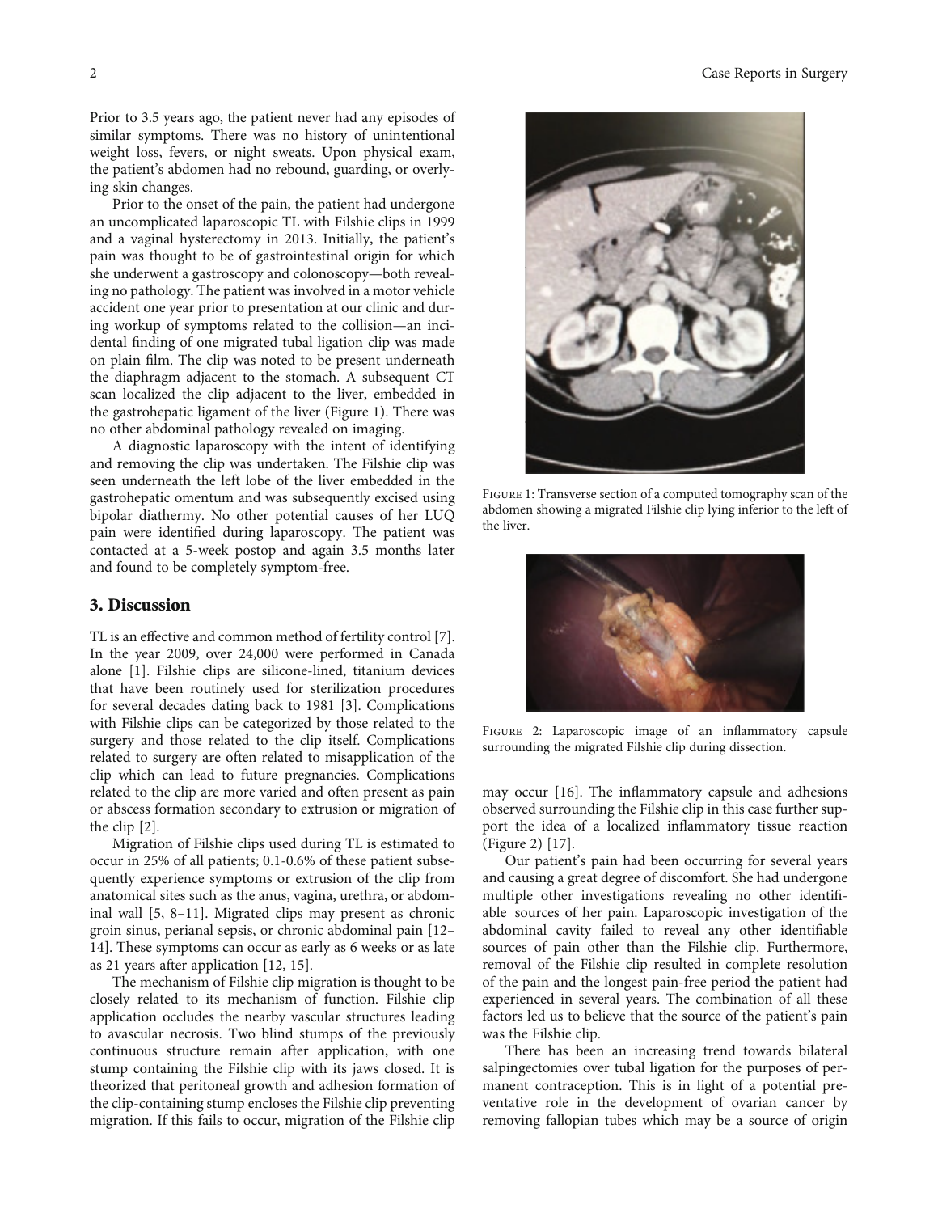Prior to 3.5 years ago, the patient never had any episodes of similar symptoms. There was no history of unintentional weight loss, fevers, or night sweats. Upon physical exam, the patient's abdomen had no rebound, guarding, or overlying skin changes.

Prior to the onset of the pain, the patient had undergone an uncomplicated laparoscopic TL with Filshie clips in 1999 and a vaginal hysterectomy in 2013. Initially, the patient's pain was thought to be of gastrointestinal origin for which she underwent a gastroscopy and colonoscopy—both revealing no pathology. The patient was involved in a motor vehicle accident one year prior to presentation at our clinic and during workup of symptoms related to the collision—an incidental finding of one migrated tubal ligation clip was made on plain film. The clip was noted to be present underneath the diaphragm adjacent to the stomach. A subsequent CT scan localized the clip adjacent to the liver, embedded in the gastrohepatic ligament of the liver (Figure 1). There was no other abdominal pathology revealed on imaging.

A diagnostic laparoscopy with the intent of identifying and removing the clip was undertaken. The Filshie clip was seen underneath the left lobe of the liver embedded in the gastrohepatic omentum and was subsequently excised using bipolar diathermy. No other potential causes of her LUQ pain were identified during laparoscopy. The patient was contacted at a 5-week postop and again 3.5 months later and found to be completely symptom-free.

Figure 1: Transverse section of a computed tomography scan of the abdomen showing a migrated Filshie clip lying inferior to the left of the liver.

Figure 2: Laparoscopic image of an inflammatory capsule surrounding the migrated Filshie clip during dissection.

## 3. Discussion

TL is an effective and common method of fertility control [7]. In the year 2009, over 24,000 were performed in Canada alone [1]. Filshie clips are silicone-lined, titanium devices that have been routinely used for sterilization procedures for several decades dating back to 1981 [3]. Complications with Filshie clips can be categorized by those related to the surgery and those related to the clip itself. Complications related to surgery are often related to misapplication of the clip which can lead to future pregnancies. Complications related to the clip are more varied and often present as pain or abscess formation secondary to extrusion or migration of the clip [2].

Migration of Filshie clips used during TL is estimated to occur in 25% of all patients; 0.1-0.6% of these patient subsequently experience symptoms or extrusion of the clip from anatomical sites such as the anus, vagina, urethra, or abdominal wall [5, 8–11]. Migrated clips may present as chronic groin sinus, perianal sepsis, or chronic abdominal pain [12–14]. These symptoms can occur as early as 6 weeks or as late as 21 years after application [12, 15].

The mechanism of Filshie clip migration is thought to be closely related to its mechanism of function. Filshie clip application occludes the nearby vascular structures leading to avascular necrosis. Two blind stumps of the previously continuous structure remain after application, with one stump containing the Filshie clip with its jaws closed. It is theorized that peritoneal growth and adhesion formation of the clip-containing stump encloses the Filshie clip preventing migration. If this fails to occur, migration of the Filshie clip may occur [16]. The inflammatory capsule and adhesions observed surrounding the Filshie clip in this case further support the idea of a localized inflammatory tissue reaction (Figure 2) [17].

Our patient's pain had been occurring for several years and causing a great degree of discomfort. She had undergone multiple other investigations revealing no other identifiable sources of her pain. Laparoscopic investigation of the abdominal cavity failed to reveal any other identifiable sources of pain other than the Filshie clip. Furthermore, removal of the Filshie clip resulted in complete resolution of the pain and the longest pain-free period the patient had experienced in several years. The combination of all these factors led us to believe that the source of the patient's pain was the Filshie clip.

There has been an increasing trend towards bilateral salpingectomies over tubal ligation for the purposes of permanent contraception. This is in light of a potential preventative role in the development of ovarian cancer by removing fallopian tubes which may be a source of origin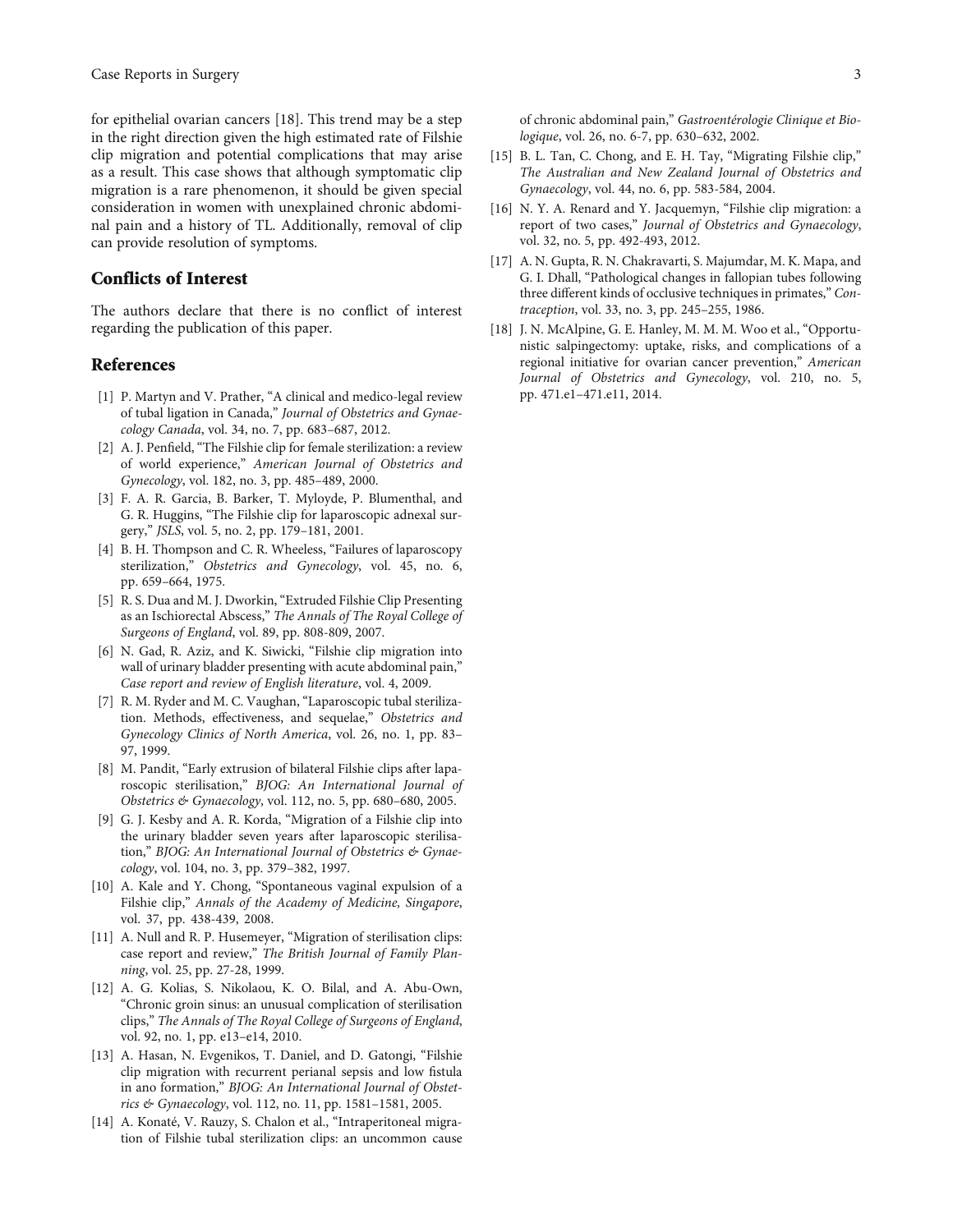for epithelial ovarian cancers [18]. This trend may be a step in the right direction given the high estimated rate of Filshie clip migration and potential complications that may arise as a result. This case shows that although symptomatic clip migration is a rare phenomenon, it should be given special consideration in women with unexplained chronic abdominal pain and a history of TL. Additionally, removal of clip can provide resolution of symptoms.

## Conflicts of Interest

The authors declare that there is no conflict of interest regarding the publication of this paper.

## References

[1] P. Martyn and V. Prather, "A clinical and medico-legal review of tubal ligation in Canada," *Journal of Obstetrics and Gynaecology Canada*, vol. 34, no. 7, pp. 683–687, 2012.

[2] A. J. Penfield, "The Filshie clip for female sterilization: a review of world experience," *American Journal of Obstetrics and Gynecology*, vol. 182, no. 3, pp. 485–489, 2000.

[3] F. A. R. Garcia, B. Barker, T. Myloyde, P. Blumenthal, and G. R. Huggins, "The Filshie clip for laparoscopic adnexal surgery," *JSLS*, vol. 5, no. 2, pp. 179–181, 2001.

[4] B. H. Thompson and C. R. Wheeless, "Failures of laparoscopy sterilization," *Obstetrics and Gynecology*, vol. 45, no. 6, pp. 659–664, 1975.

[5] R. S. Dua and M. J. Dworkin, "Extruded Filshie Clip Presenting as an Ischiorectal Abscess," *The Annals of The Royal College of Surgeons of England*, vol. 89, pp. 808-809, 2007.

[6] N. Gad, R. Aziz, and K. Siwicki, "Filshie clip migration into wall of urinary bladder presenting with acute abdominal pain," *Case report and review of English literature*, vol. 4, 2009.

[7] R. M. Ryder and M. C. Vaughan, "Laparoscopic tubal sterilization. Methods, effectiveness, and sequelae," *Obstetrics and Gynecology Clinics of North America*, vol. 26, no. 1, pp. 83–97, 1999.

[8] M. Pandit, "Early extrusion of bilateral Filshie clips after laparoscopic sterilisation," *BJOG: An International Journal of Obstetrics & Gynaecology*, vol. 112, no. 5, pp. 680–680, 2005.

[9] G. J. Kesby and A. R. Korda, "Migration of a Filshie clip into the urinary bladder seven years after laparoscopic sterilisation," *BJOG: An International Journal of Obstetrics & Gynaecology*, vol. 104, no. 3, pp. 379–382, 1997.

[10] A. Kale and Y. Chong, "Spontaneous vaginal expulsion of a Filshie clip," *Annals of the Academy of Medicine, Singapore*, vol. 37, pp. 438-439, 2008.

[11] A. Null and R. P. Husemeyer, "Migration of sterilisation clips: case report and review," *The British Journal of Family Planning*, vol. 25, pp. 27-28, 1999.

[12] A. G. Kolias, S. Nikolaou, K. O. Bilal, and A. Abu-Own, "Chronic groin sinus: an unusual complication of sterilisation clips," *The Annals of The Royal College of Surgeons of England*, vol. 92, no. 1, pp. e13–e14, 2010.

[13] A. Hasan, N. Evgenikos, T. Daniel, and D. Gatongi, "Filshie clip migration with recurrent perianal sepsis and low fistula in ano formation," *BJOG: An International Journal of Obstetrics & Gynaecology*, vol. 112, no. 11, pp. 1581–1581, 2005.

[14] A. Konaté, V. Rauzy, S. Chalon et al., "Intraperitoneal migration of Filshie tubal sterilization clips: an uncommon cause of chronic abdominal pain," *Gastroentérologie Clinique et Biologique*, vol. 26, no. 6-7, pp. 630–632, 2002.

[15] B. L. Tan, C. Chong, and E. H. Tay, "Migrating Filshie clip," *The Australian and New Zealand Journal of Obstetrics and Gynaecology*, vol. 44, no. 6, pp. 583-584, 2004.

[16] N. Y. A. Renard and Y. Jacquemyn, "Filshie clip migration: a report of two cases," *Journal of Obstetrics and Gynaecology*, vol. 32, no. 5, pp. 492-493, 2012.

[17] A. N. Gupta, R. N. Chakravarti, S. Majumdar, M. K. Mapa, and G. I. Dhall, "Pathological changes in fallopian tubes following three different kinds of occlusive techniques in primates," *Contraception*, vol. 33, no. 3, pp. 245–255, 1986.

[18] J. N. McAlpine, G. E. Hanley, M. M. M. Woo et al., "Opportunistic salpingectomy: uptake, risks, and complications of a regional initiative for ovarian cancer prevention," *American Journal of Obstetrics and Gynecology*, vol. 210, no. 5, pp. 471.e1–471.e11, 2014.